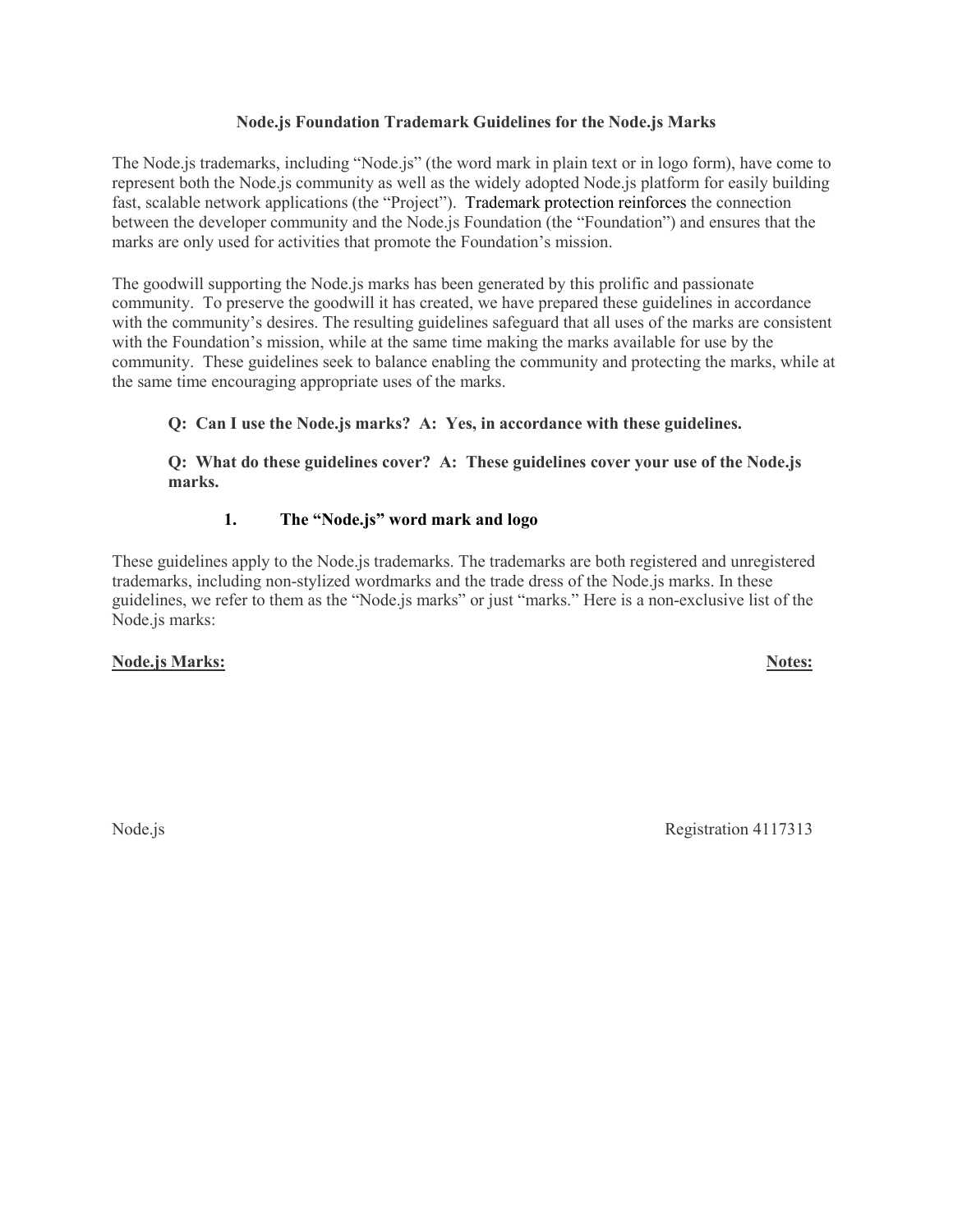# Node.js Foundation Trademark Guidelines for the Node.js Marks

The Node.js trademarks, including "Node.js" (the word mark in plain text or in logo form), have come to represent both the Node.js community as well as the widely adopted Node.js platform for easily building fast, scalable network applications (the "Project"). Trademark protection reinforces the connection between the developer community and the Node.js Foundation (the "Foundation") and ensures that the marks are only used for activities that promote the Foundation's mission.

The goodwill supporting the Node.js marks has been generated by this prolific and passionate community. To preserve the goodwill it has created, we have prepared these guidelines in accordance with the community's desires. The resulting guidelines safeguard that all uses of the marks are consistent with the Foundation's mission, while at the same time making the marks available for use by the community. These guidelines seek to balance enabling the community and protecting the marks, while at the same time encouraging appropriate uses of the marks.

**Q: Can I use the Node.js marks? A: Yes, in accordance with these guidelines.**

**Q: What do these guidelines cover? A: These guidelines cover your use of the Node.js marks.**

## 1. The "Node.js" word mark and logo

These guidelines apply to the Node.js trademarks. The trademarks are both registered and unregistered trademarks, including non-stylized wordmarks and the trade dress of the Node.js marks. In these guidelines, we refer to them as the "Node.js marks" or just "marks." Here is a non-exclusive list of the Node.js marks:

| <u>**Node.js Marks:**</u> | <u>**Notes:**</u> |
|---|---|
| Node.js | Registration 4117313 |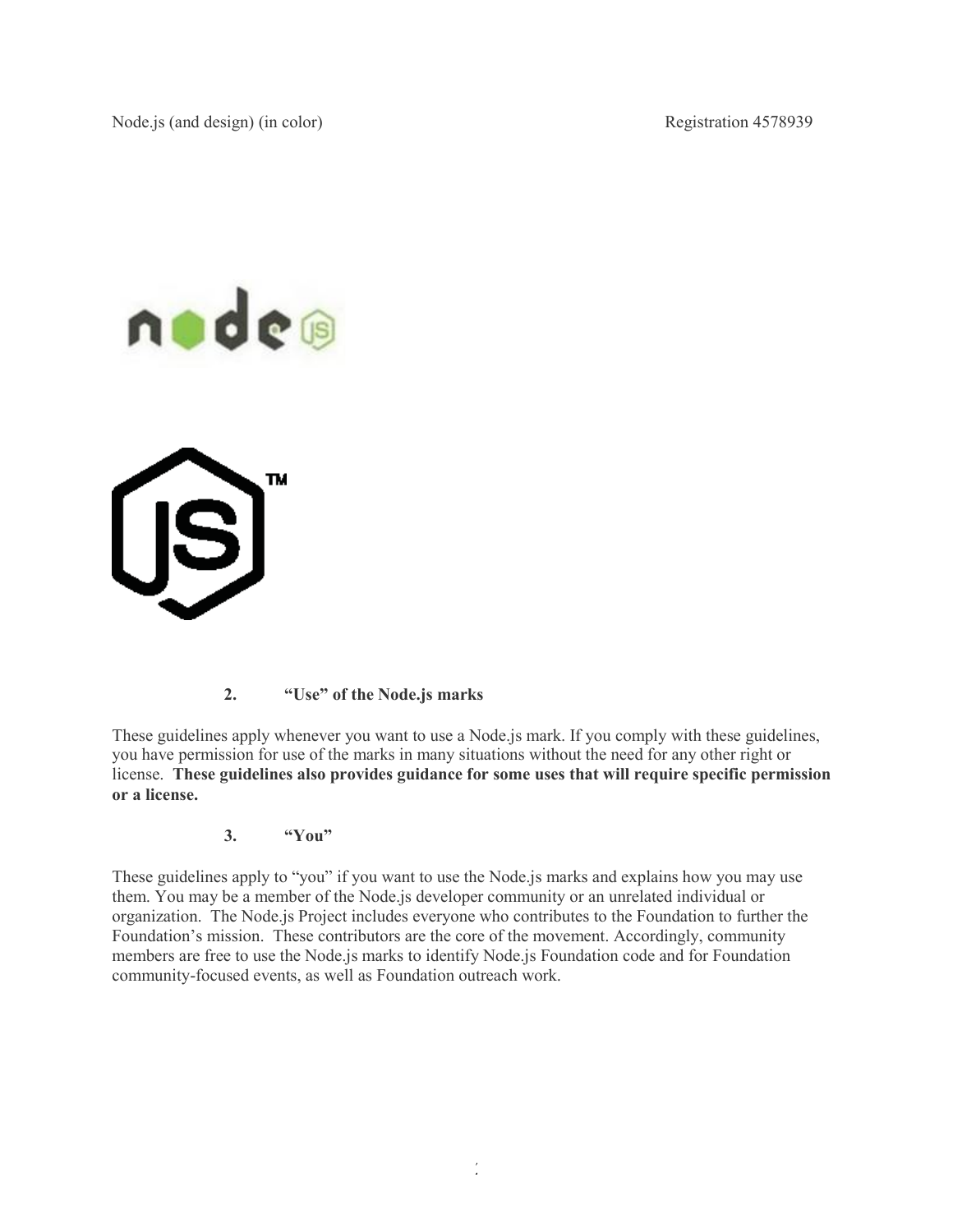Node.js (and design) (in color) Registration 4578939

### 2. "Use" of the Node.js marks

These guidelines apply whenever you want to use a Node.js mark. If you comply with these guidelines, you have permission for use of the marks in many situations without the need for any other right or license. **These guidelines also provides guidance for some uses that will require specific permission or a license.**

### 3. "You"

These guidelines apply to "you" if you want to use the Node.js marks and explains how you may use them. You may be a member of the Node.js developer community or an unrelated individual or organization. The Node.js Project includes everyone who contributes to the Foundation to further the Foundation's mission. These contributors are the core of the movement. Accordingly, community members are free to use the Node.js marks to identify Node.js Foundation code and for Foundation community-focused events, as well as Foundation outreach work.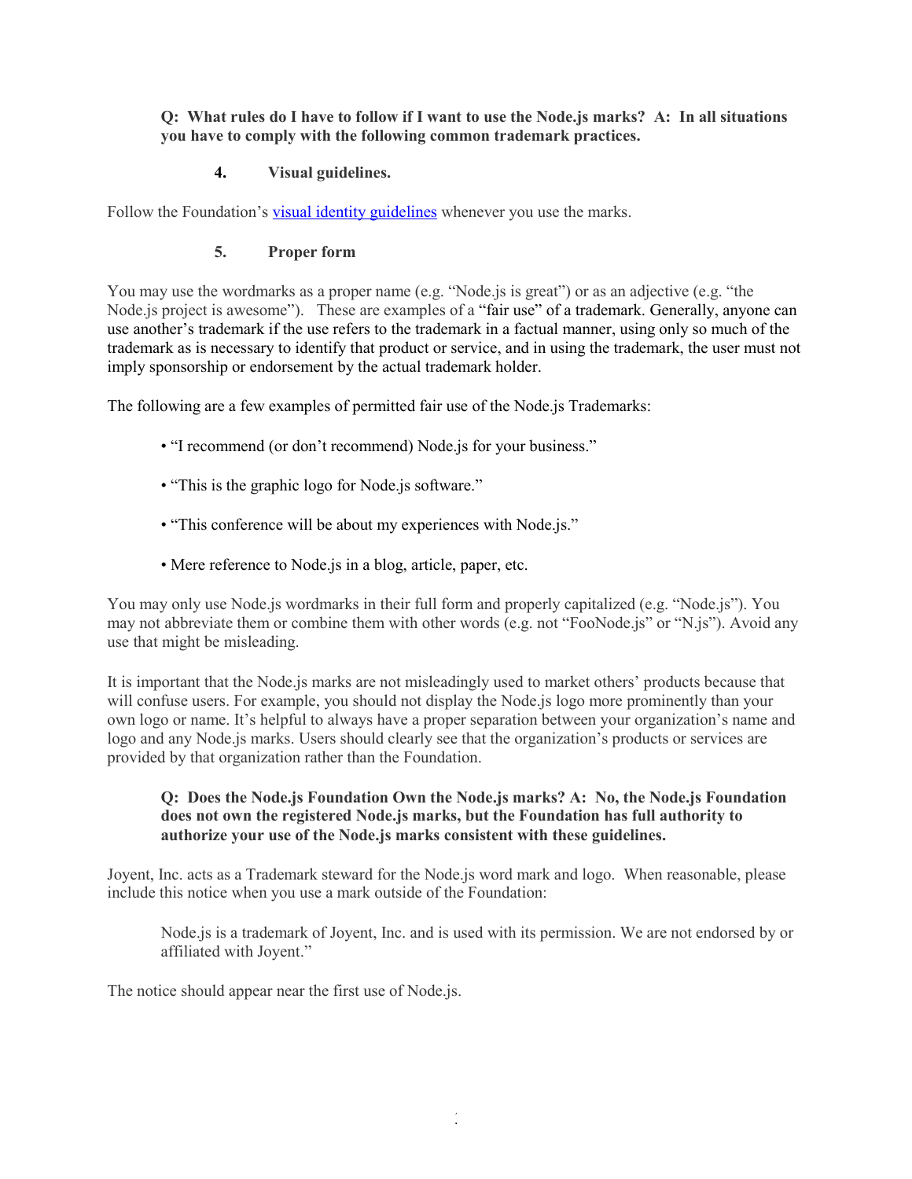**Q: What rules do I have to follow if I want to use the Node.js marks? A: In all situations you have to comply with the following common trademark practices.**

**4. Visual guidelines.**

Follow the Foundation's visual identity guidelines whenever you use the marks.

**5. Proper form**

You may use the wordmarks as a proper name (e.g. "Node.js is great") or as an adjective (e.g. "the Node.js project is awesome"). These are examples of a "fair use" of a trademark. Generally, anyone can use another's trademark if the use refers to the trademark in a factual manner, using only so much of the trademark as is necessary to identify that product or service, and in using the trademark, the user must not imply sponsorship or endorsement by the actual trademark holder.

The following are a few examples of permitted fair use of the Node.js Trademarks:

- "I recommend (or don't recommend) Node.js for your business."
- "This is the graphic logo for Node.js software."
- "This conference will be about my experiences with Node.js."
- Mere reference to Node.js in a blog, article, paper, etc.

You may only use Node.js wordmarks in their full form and properly capitalized (e.g. "Node.js"). You may not abbreviate them or combine them with other words (e.g. not "FooNode.js" or "N.js"). Avoid any use that might be misleading.

It is important that the Node.js marks are not misleadingly used to market others' products because that will confuse users. For example, you should not display the Node.js logo more prominently than your own logo or name. It's helpful to always have a proper separation between your organization's name and logo and any Node.js marks. Users should clearly see that the organization's products or services are provided by that organization rather than the Foundation.

**Q: Does the Node.js Foundation Own the Node.js marks? A: No, the Node.js Foundation does not own the registered Node.js marks, but the Foundation has full authority to authorize your use of the Node.js marks consistent with these guidelines.**

Joyent, Inc. acts as a Trademark steward for the Node.js word mark and logo. When reasonable, please include this notice when you use a mark outside of the Foundation:

> Node.js is a trademark of Joyent, Inc. and is used with its permission. We are not endorsed by or affiliated with Joyent."

The notice should appear near the first use of Node.js.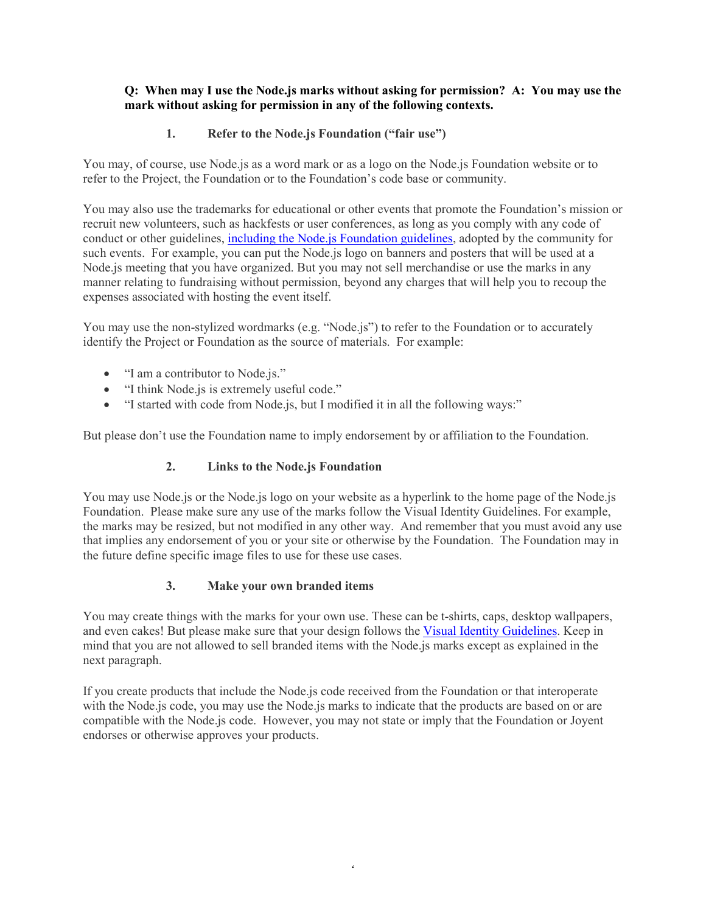**Q: When may I use the Node.js marks without asking for permission? A: You may use the mark without asking for permission in any of the following contexts.**

### 1. Refer to the Node.js Foundation ("fair use")

You may, of course, use Node.js as a word mark or as a logo on the Node.js Foundation website or to refer to the Project, the Foundation or to the Foundation's code base or community.

You may also use the trademarks for educational or other events that promote the Foundation's mission or recruit new volunteers, such as hackfests or user conferences, as long as you comply with any code of conduct or other guidelines, including the Node.js Foundation guidelines, adopted by the community for such events. For example, you can put the Node.js logo on banners and posters that will be used at a Node.js meeting that you have organized. But you may not sell merchandise or use the marks in any manner relating to fundraising without permission, beyond any charges that will help you to recoup the expenses associated with hosting the event itself.

You may use the non-stylized wordmarks (e.g. "Node.js") to refer to the Foundation or to accurately identify the Project or Foundation as the source of materials. For example:

- "I am a contributor to Node.js."
- "I think Node.js is extremely useful code."
- "I started with code from Node.js, but I modified it in all the following ways:"

But please don't use the Foundation name to imply endorsement by or affiliation to the Foundation.

### 2. Links to the Node.js Foundation

You may use Node.js or the Node.js logo on your website as a hyperlink to the home page of the Node.js Foundation. Please make sure any use of the marks follow the Visual Identity Guidelines. For example, the marks may be resized, but not modified in any other way. And remember that you must avoid any use that implies any endorsement of you or your site or otherwise by the Foundation. The Foundation may in the future define specific image files to use for these use cases.

### 3. Make your own branded items

You may create things with the marks for your own use. These can be t-shirts, caps, desktop wallpapers, and even cakes! But please make sure that your design follows the Visual Identity Guidelines. Keep in mind that you are not allowed to sell branded items with the Node.js marks except as explained in the next paragraph.

If you create products that include the Node.js code received from the Foundation or that interoperate with the Node.js code, you may use the Node.js marks to indicate that the products are based on or are compatible with the Node.js code. However, you may not state or imply that the Foundation or Joyent endorses or otherwise approves your products.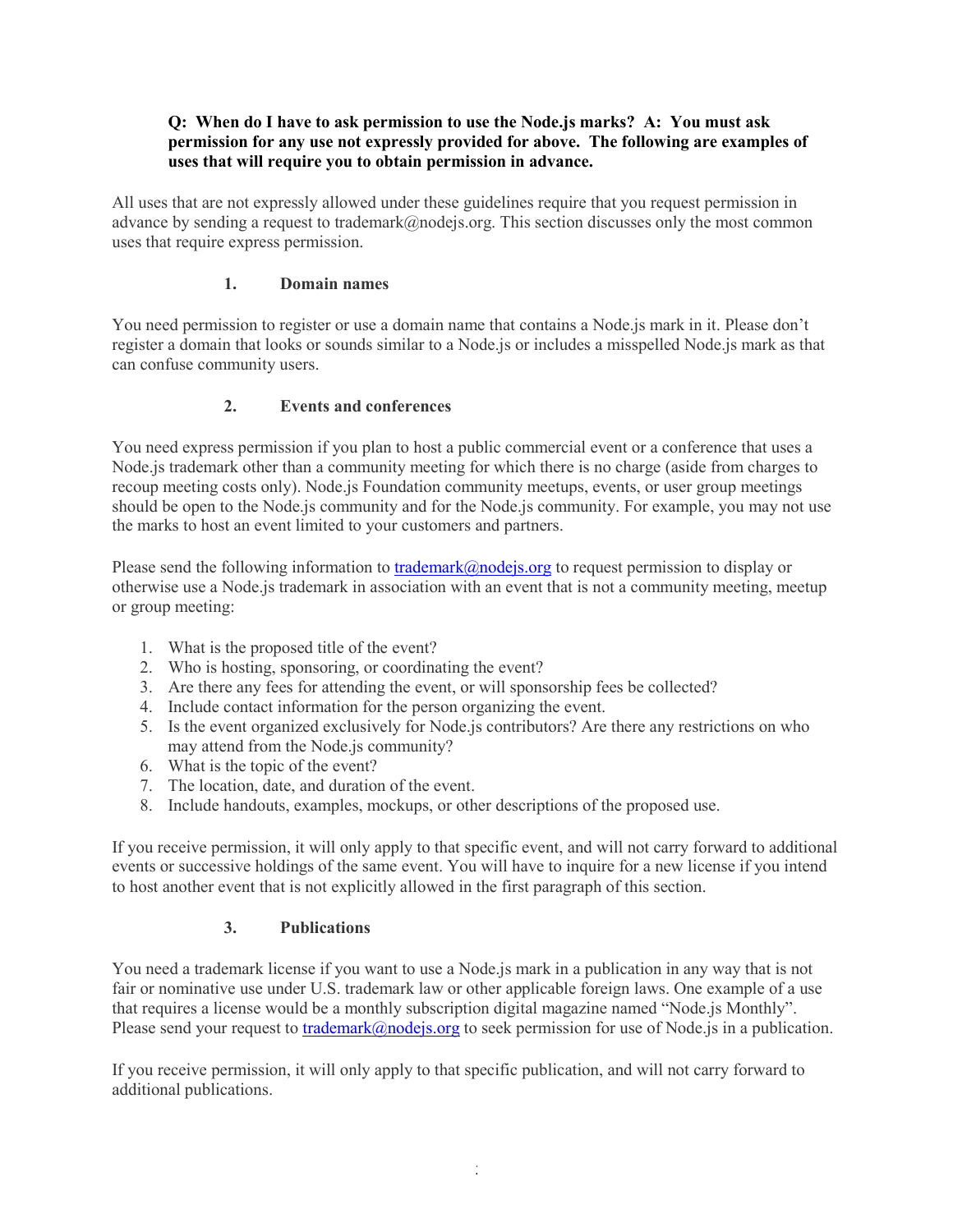**Q: When do I have to ask permission to use the Node.js marks? A: You must ask permission for any use not expressly provided for above. The following are examples of uses that will require you to obtain permission in advance.**

All uses that are not expressly allowed under these guidelines require that you request permission in advance by sending a request to trademark@nodejs.org. This section discusses only the most common uses that require express permission.

### 1. Domain names

You need permission to register or use a domain name that contains a Node.js mark in it. Please don't register a domain that looks or sounds similar to a Node.js or includes a misspelled Node.js mark as that can confuse community users.

### 2. Events and conferences

You need express permission if you plan to host a public commercial event or a conference that uses a Node.js trademark other than a community meeting for which there is no charge (aside from charges to recoup meeting costs only). Node.js Foundation community meetups, events, or user group meetings should be open to the Node.js community and for the Node.js community. For example, you may not use the marks to host an event limited to your customers and partners.

Please send the following information to [trademark@nodejs.org](mailto:trademark@nodejs.org) to request permission to display or otherwise use a Node.js trademark in association with an event that is not a community meeting, meetup or group meeting:

1. What is the proposed title of the event?
2. Who is hosting, sponsoring, or coordinating the event?
3. Are there any fees for attending the event, or will sponsorship fees be collected?
4. Include contact information for the person organizing the event.
5. Is the event organized exclusively for Node.js contributors? Are there any restrictions on who may attend from the Node.js community?
6. What is the topic of the event?
7. The location, date, and duration of the event.
8. Include handouts, examples, mockups, or other descriptions of the proposed use.

If you receive permission, it will only apply to that specific event, and will not carry forward to additional events or successive holdings of the same event. You will have to inquire for a new license if you intend to host another event that is not explicitly allowed in the first paragraph of this section.

### 3. Publications

You need a trademark license if you want to use a Node.js mark in a publication in any way that is not fair or nominative use under U.S. trademark law or other applicable foreign laws. One example of a use that requires a license would be a monthly subscription digital magazine named "Node.js Monthly". Please send your request to [trademark@nodejs.org](mailto:trademark@nodejs.org) to seek permission for use of Node.js in a publication.

If you receive permission, it will only apply to that specific publication, and will not carry forward to additional publications.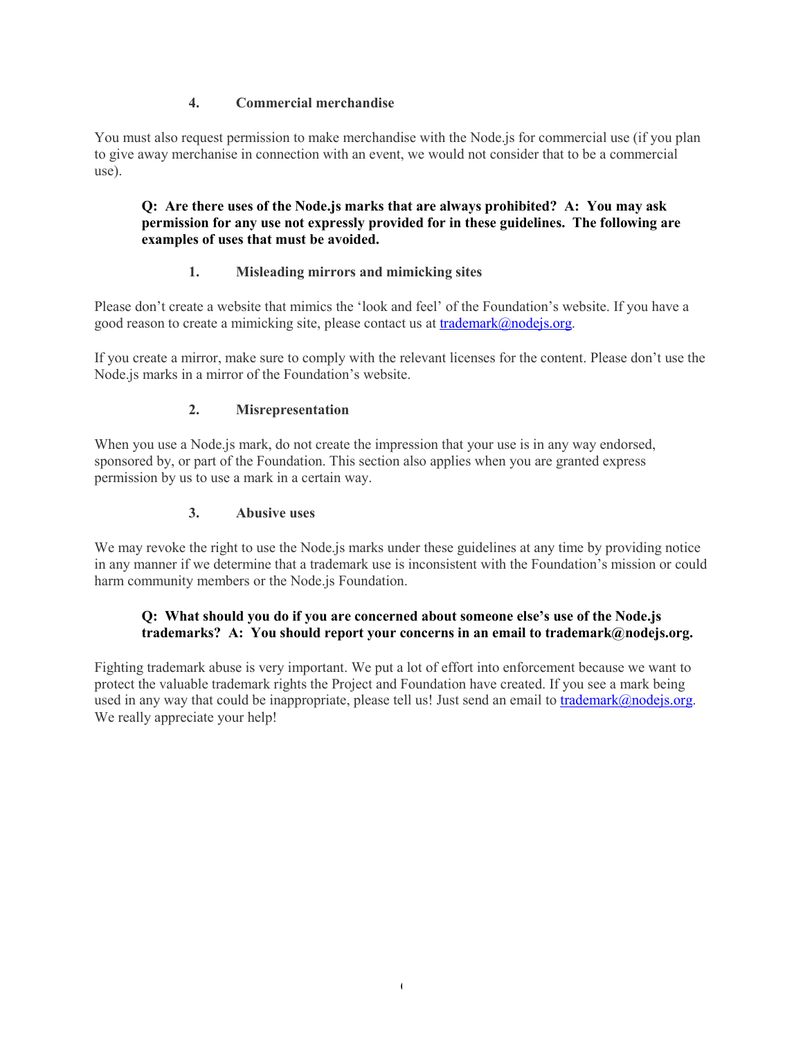#### 4. Commercial merchandise

You must also request permission to make merchandise with the Node.js for commercial use (if you plan to give away merchanise in connection with an event, we would not consider that to be a commercial use).

**Q: Are there uses of the Node.js marks that are always prohibited? A: You may ask permission for any use not expressly provided for in these guidelines. The following are examples of uses that must be avoided.**

#### 1. Misleading mirrors and mimicking sites

Please don't create a website that mimics the 'look and feel' of the Foundation's website. If you have a good reason to create a mimicking site, please contact us at trademark@nodejs.org.

If you create a mirror, make sure to comply with the relevant licenses for the content. Please don't use the Node.js marks in a mirror of the Foundation's website.

#### 2. Misrepresentation

When you use a Node.js mark, do not create the impression that your use is in any way endorsed, sponsored by, or part of the Foundation. This section also applies when you are granted express permission by us to use a mark in a certain way.

#### 3. Abusive uses

We may revoke the right to use the Node.js marks under these guidelines at any time by providing notice in any manner if we determine that a trademark use is inconsistent with the Foundation's mission or could harm community members or the Node.js Foundation.

**Q: What should you do if you are concerned about someone else's use of the Node.js trademarks? A: You should report your concerns in an email to trademark@nodejs.org.**

Fighting trademark abuse is very important. We put a lot of effort into enforcement because we want to protect the valuable trademark rights the Project and Foundation have created. If you see a mark being used in any way that could be inappropriate, please tell us! Just send an email to trademark@nodejs.org. We really appreciate your help!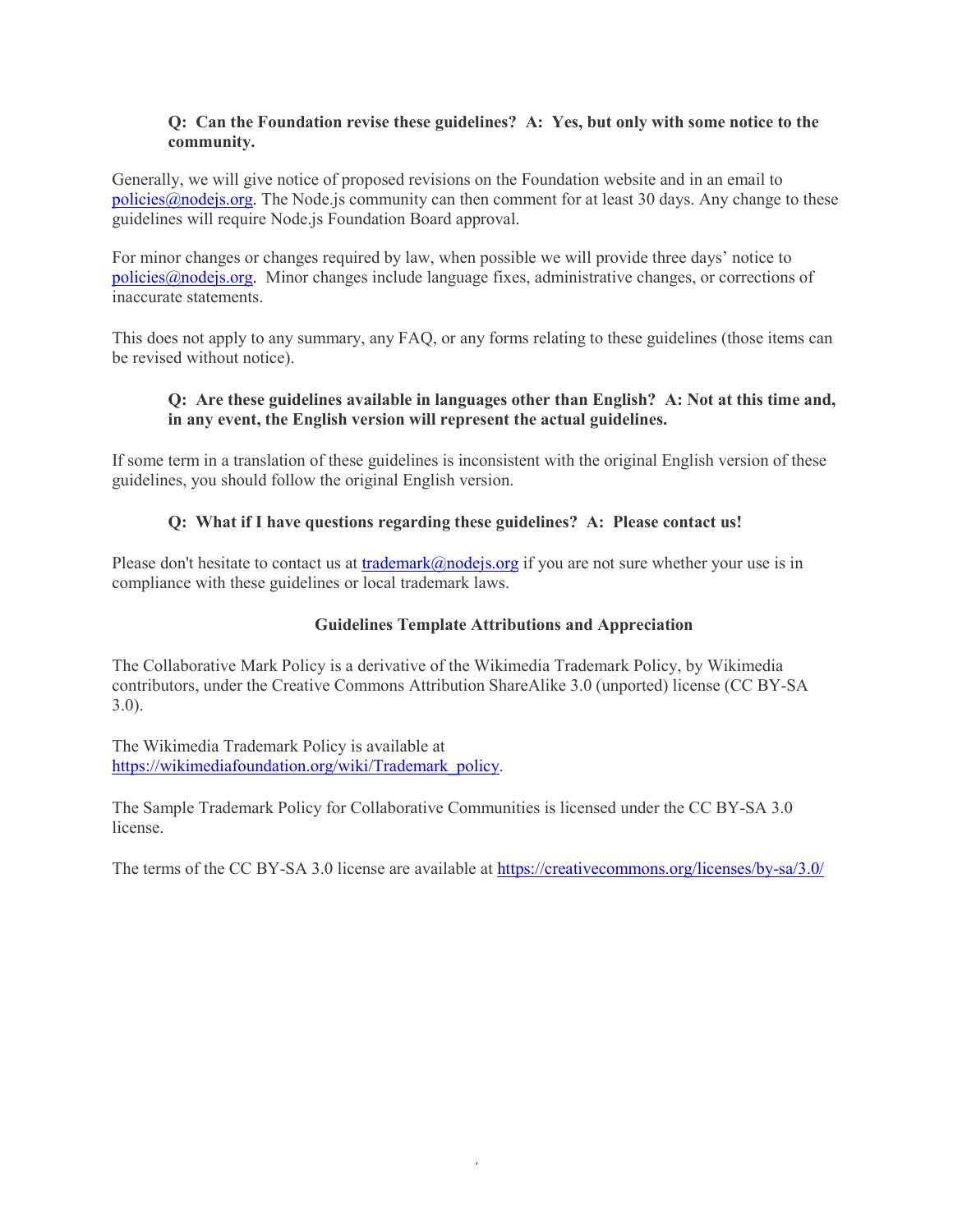**Q: Can the Foundation revise these guidelines? A: Yes, but only with some notice to the community.**

Generally, we will give notice of proposed revisions on the Foundation website and in an email to policies@nodejs.org. The Node.js community can then comment for at least 30 days. Any change to these guidelines will require Node.js Foundation Board approval.

For minor changes or changes required by law, when possible we will provide three days' notice to policies@nodejs.org. Minor changes include language fixes, administrative changes, or corrections of inaccurate statements.

This does not apply to any summary, any FAQ, or any forms relating to these guidelines (those items can be revised without notice).

**Q: Are these guidelines available in languages other than English? A: Not at this time and, in any event, the English version will represent the actual guidelines.**

If some term in a translation of these guidelines is inconsistent with the original English version of these guidelines, you should follow the original English version.

**Q: What if I have questions regarding these guidelines? A: Please contact us!**

Please don't hesitate to contact us at trademark@nodejs.org if you are not sure whether your use is in compliance with these guidelines or local trademark laws.

**Guidelines Template Attributions and Appreciation**

The Collaborative Mark Policy is a derivative of the Wikimedia Trademark Policy, by Wikimedia contributors, under the Creative Commons Attribution ShareAlike 3.0 (unported) license (CC BY-SA 3.0).

The Wikimedia Trademark Policy is available at https://wikimediafoundation.org/wiki/Trademark_policy.

The Sample Trademark Policy for Collaborative Communities is licensed under the CC BY-SA 3.0 license.

The terms of the CC BY-SA 3.0 license are available at https://creativecommons.org/licenses/by-sa/3.0/